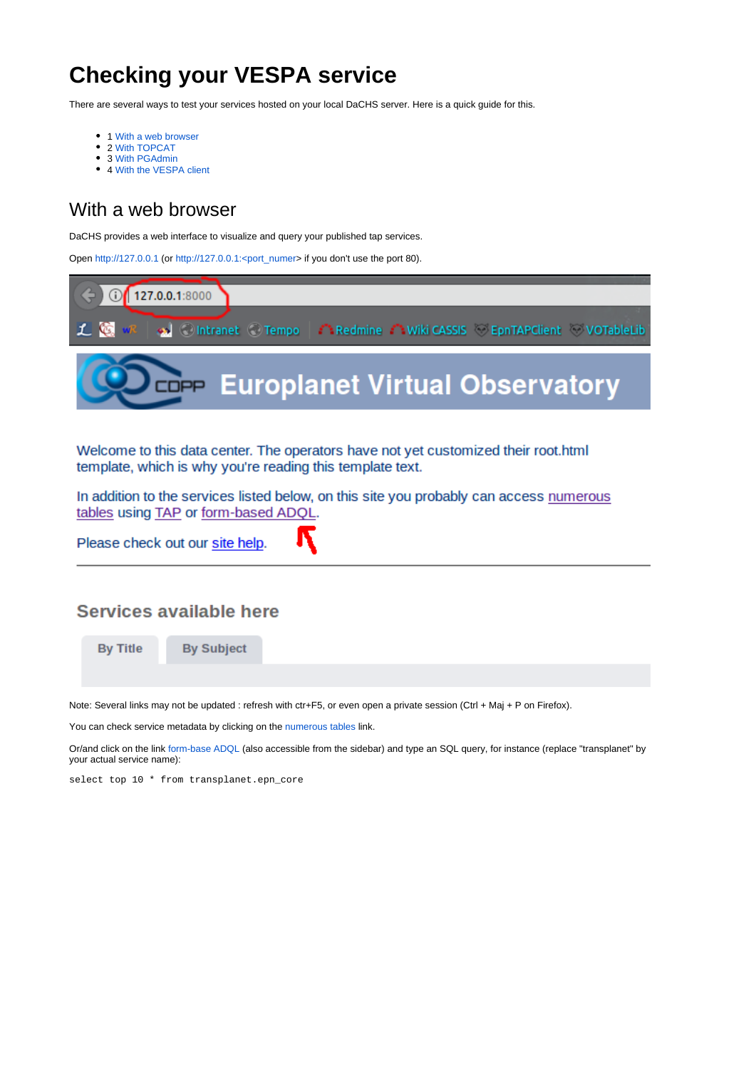# Checking your VESPA service

There are several ways to test your services hosted on your local DaCHS server. Here is a quick guide for this.

- 1 With a web browser
- 2 With TOPCAT
- 3 With PGAdmin
- 4 With the VESPA client

## With a web browser

DaCHS provides a web interface to visualize and query your published tap services.

Open http://127.0.0.1 (or http://127.0.0.1:<port_numer> if you don't use the port 80).

Note: Several links may not be updated : refresh with ctr+F5, or even open a private session (Ctrl + Maj + P on Firefox).

You can check service metadata by clicking on the numerous tables link.

Or/and click on the link form-base ADQL (also accessible from the sidebar) and type an SQL query, for instance (replace "transplanet" by your actual service name):

```
select top 10 * from transplanet.epn_core
```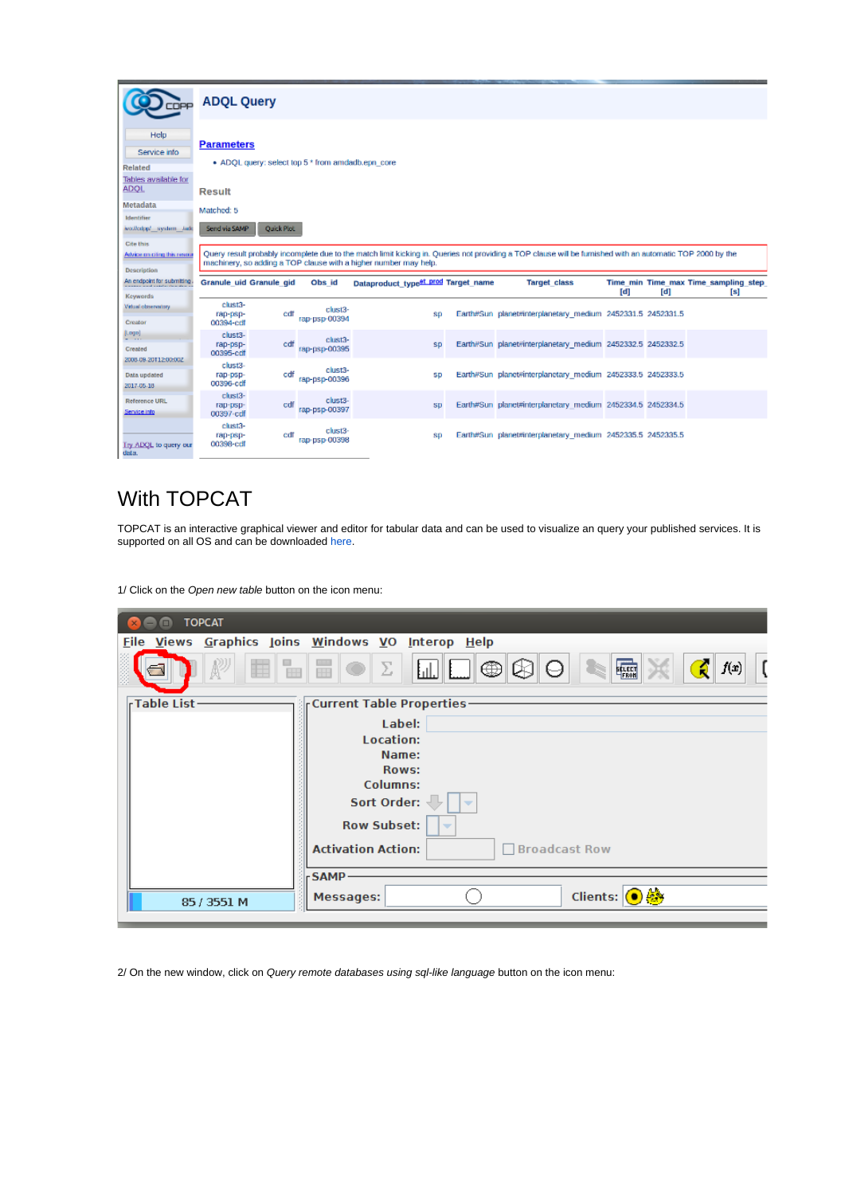## With TOPCAT

TOPCAT is an interactive graphical viewer and editor for tabular data and can be used to visualize an query your published services. It is supported on all OS and can be downloaded here.

1/ Click on the *Open new table* button on the icon menu:

2/ On the new window, click on *Query remote databases using sql-like language* button on the icon menu: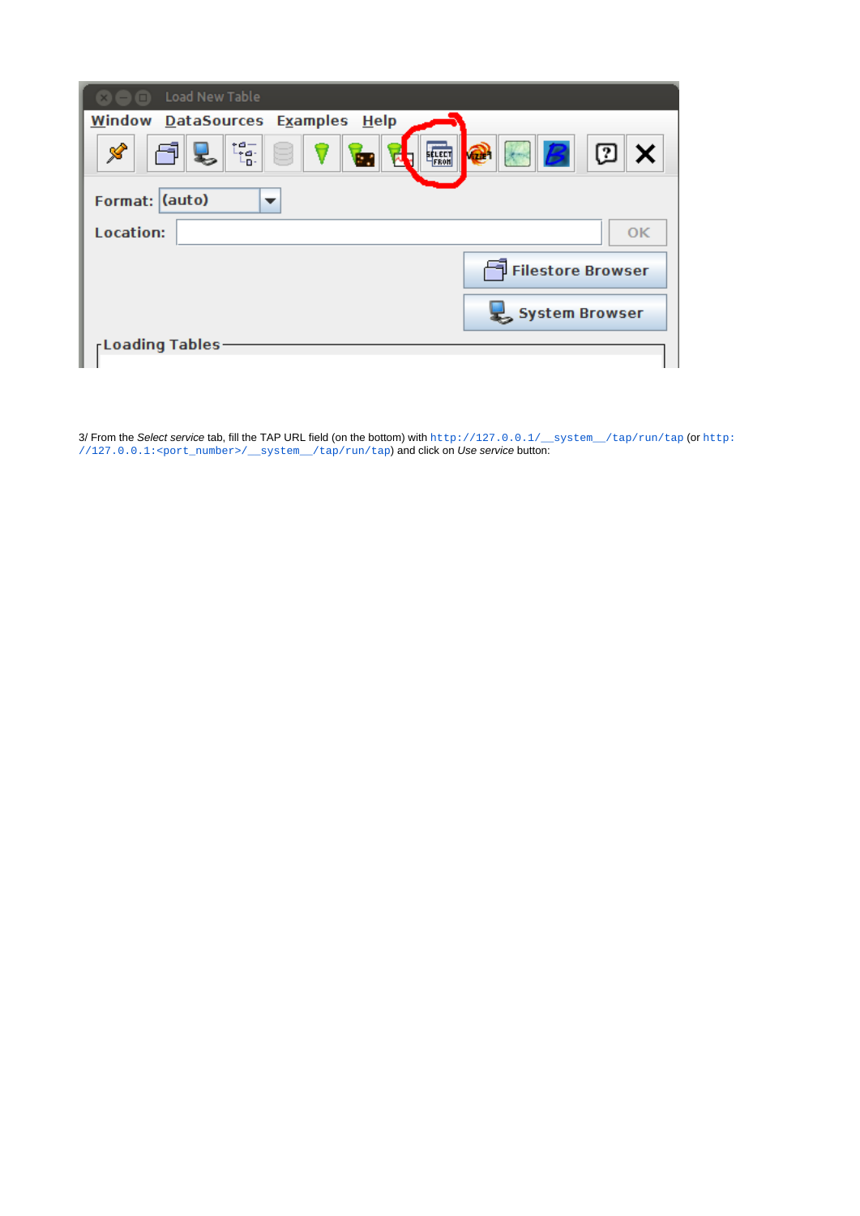3/ From the *Select service* tab, fill the TAP URL field (on the bottom) with `http://127.0.0.1/__system__/tap/run/tap` (or `http://127.0.0.1:<port_number>/__system__/tap/run/tap`) and click on *Use service* button: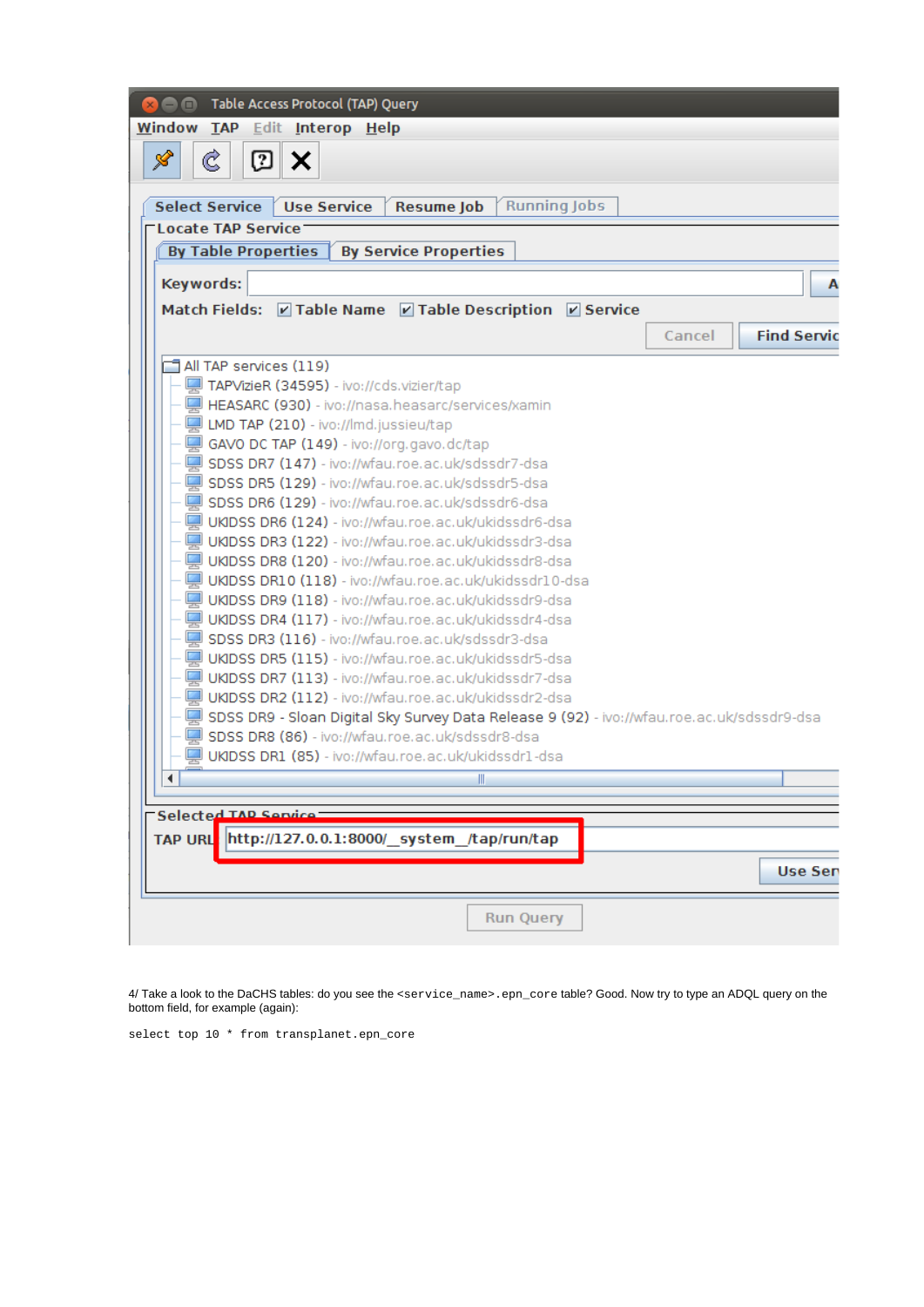4/ Take a look to the DaCHS tables: do you see the `<service_name>.epn_core` table? Good. Now try to type an ADQL query on the bottom field, for example (again):

```
select top 10 * from transplanet.epn_core
```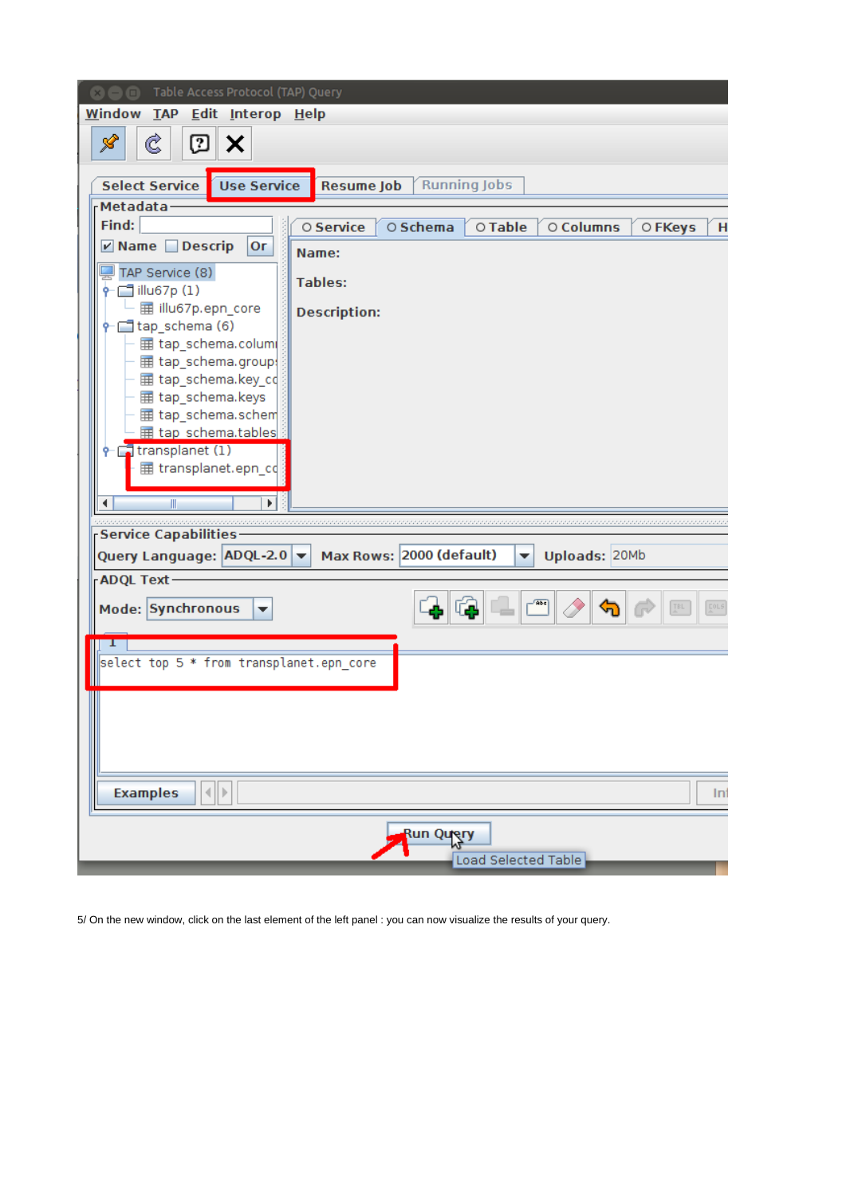5/ On the new window, click on the last element of the left panel : you can now visualize the results of your query.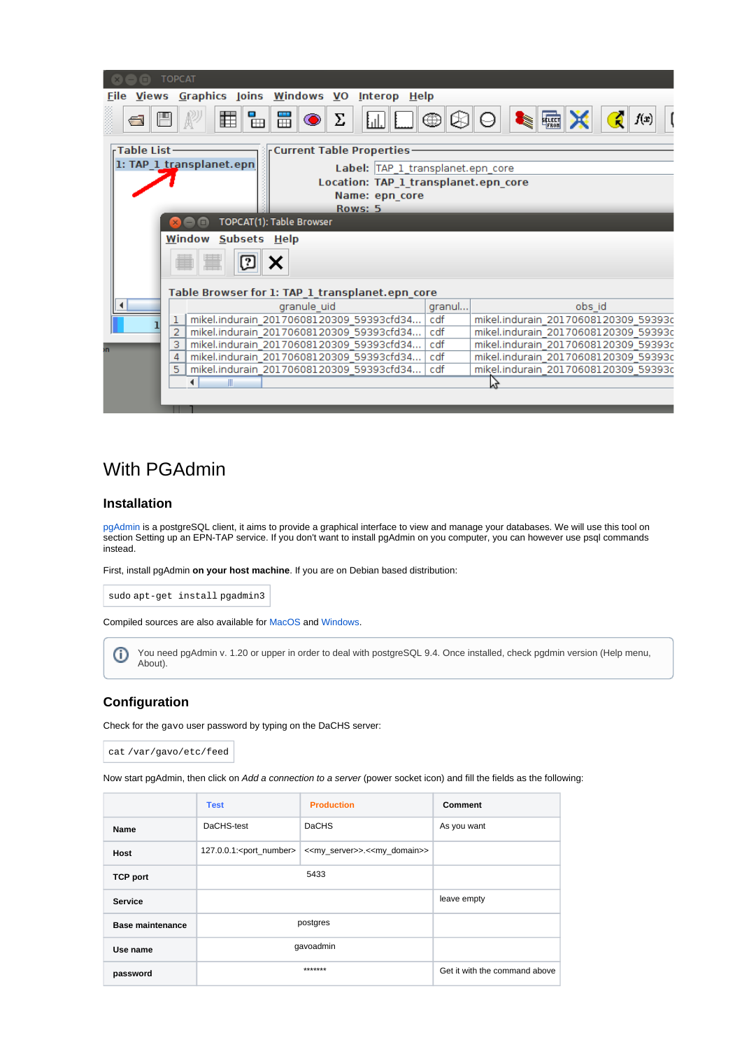## With PGAdmin

### Installation

pgAdmin is a postgreSQL client, it aims to provide a graphical interface to view and manage your databases. We will use this tool on section Setting up an EPN-TAP service. If you don't want to install pgAdmin on you computer, you can however use psql commands instead.

First, install pgAdmin **on your host machine**. If you are on Debian based distribution:

```
sudo apt-get install pgadmin3
```

Compiled sources are also available for MacOS and Windows.

> You need pgAdmin v. 1.20 or upper in order to deal with postgreSQL 9.4. Once installed, check pgdmin version (Help menu, About).

### Configuration

Check for the gavo user password by typing on the DaCHS server:

```
cat /var/gavo/etc/feed
```

Now start pgAdmin, then click on *Add a connection to a server* (power socket icon) and fill the fields as the following:

| | Test | Production | Comment |
|---|---|---|---|
| **Name** | DaCHS-test | DaCHS | As you want |
| **Host** | 127.0.0.1:<port_number> | <<my_server>>.<<my_domain>> | |
| **TCP port** | 5433 | | |
| **Service** | | | leave empty |
| **Base maintenance** | postgres | | |
| **Use name** | gavoadmin | | |
| **password** | ******* | | Get it with the command above |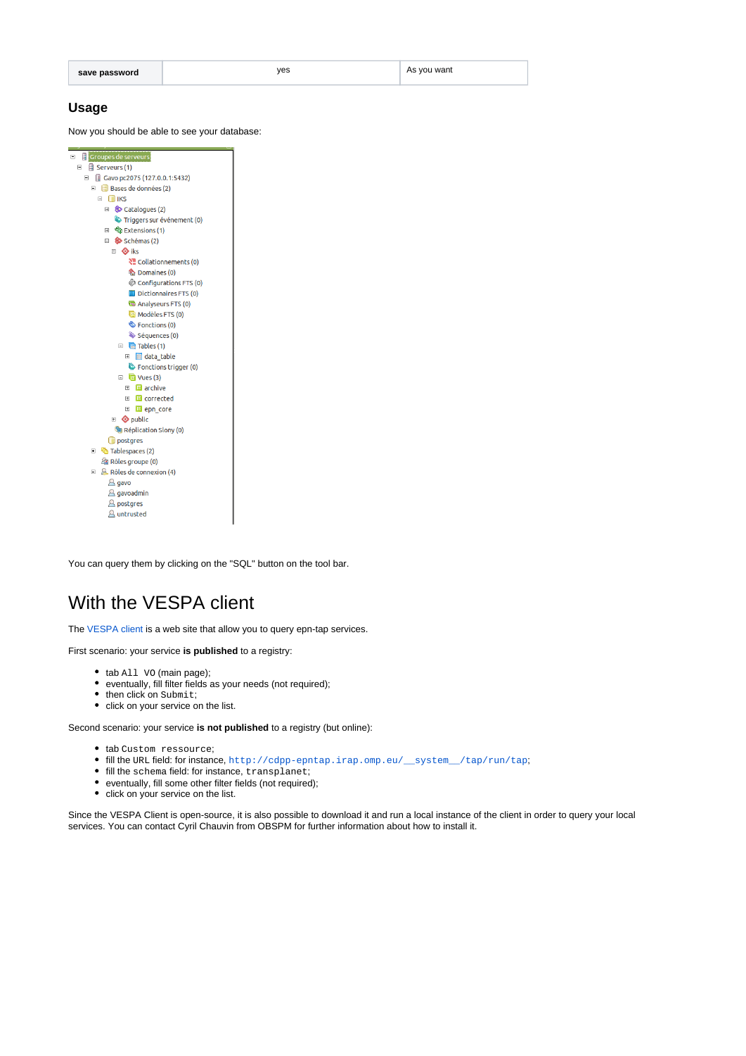| | | |
|---|---|---|
| **save password** | yes | As you want |

### Usage

Now you should be able to see your database:

You can query them by clicking on the "SQL" button on the tool bar.

# With the VESPA client

The VESPA client is a web site that allow you to query epn-tap services.

First scenario: your service **is published** to a registry:

- tab `All VO` (main page);
- eventually, fill filter fields as your needs (not required);
- then click on `Submit`;
- click on your service on the list.

Second scenario: your service **is not published** to a registry (but online):

- tab `Custom ressource`;
- fill the `URL` field: for instance, `http://cdpp-epntap.irap.omp.eu/__system__/tap/run/tap`;
- fill the `schema` field: for instance, `transplanet`;
- eventually, fill some other filter fields (not required);
- click on your service on the list.

Since the VESPA Client is open-source, it is also possible to download it and run a local instance of the client in order to query your local services. You can contact Cyril Chauvin from OBSPM for further information about how to install it.